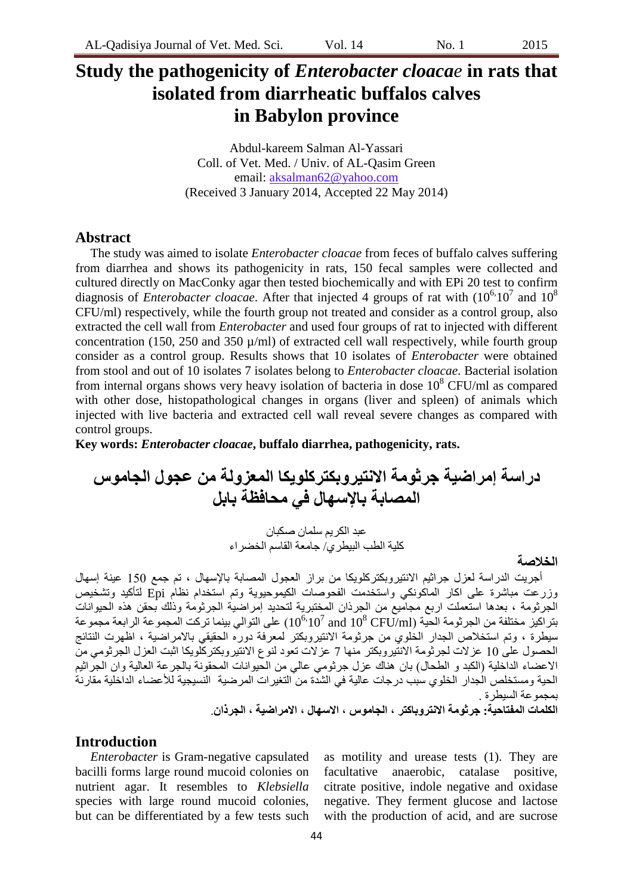# Study the pathogenicity of *Enterobacter cloacae* in rats that isolated from diarrheatic buffalos calves in Babylon province

Abdul-kareem Salman Al-Yassari
Coll. of Vet. Med. / Univ. of AL-Qasim Green
email: aksalman62@yahoo.com
(Received 3 January 2014, Accepted 22 May 2014)

## Abstract

The study was aimed to isolate *Enterobacter cloacae* from feces of buffalo calves suffering from diarrhea and shows its pathogenicity in rats, 150 fecal samples were collected and cultured directly on MacConky agar then tested biochemically and with EPi 20 test to confirm diagnosis of *Enterobacter cloacae*. After that injected 4 groups of rat with ($10^{6,}10^{7}$ and $10^{8}$ CFU/ml) respectively, while the fourth group not treated and consider as a control group, also extracted the cell wall from *Enterobacter* and used four groups of rat to injected with different concentration (150, 250 and 350 µ/ml) of extracted cell wall respectively, while fourth group consider as a control group. Results shows that 10 isolates of *Enterobacter* were obtained from stool and out of 10 isolates 7 isolates belong to *Enterobacter cloacae*. Bacterial isolation from internal organs shows very heavy isolation of bacteria in dose $10^{8}$ CFU/ml as compared with other dose, histopathological changes in organs (liver and spleen) of animals which injected with live bacteria and extracted cell wall reveal severe changes as compared with control groups.

**Key words:** ***Enterobacter cloacae*, buffalo diarrhea, pathogenicity, rats.**

# دراسة إمراضية جرثومة الانتيروبكتركلويكا المعزولة من عجول الجاموس المصابة بالإسهال في محافظة بابل

عبد الكريم سلمان صكبان
كلية الطب البيطري/ جامعة القاسم الخضراء

## الخلاصة

أجريت الدراسة لعزل جراثيم الانتيروبكتركلويكا من براز العجول المصابة بالإسهال ، تم جمع 150 عينة إسهال وزرعت مباشرة على اكار الماكونكي واستخدمت الفحوصات الكيموحيوية وتم استخدام نظام Epi لتأكيد وتشخيص الجرثومة ، بعدها استعملت اربع مجاميع من الجرذان المختبرية لتحديد إمراضية الجرثومة وذلك بحقن هذه الحيوانات بتراكيز مختلفة من الجرثومة الحية ($10^{6,}10^{7}$ and $10^{8}$ CFU/ml) على التوالي بينما تركت المجموعة الرابعة مجموعة سيطرة ، وتم استخلاص الجدار الخلوي من جرثومة الانتيروبكتر لمعرفة دوره الحقيقي بالامراضية ، اظهرت النتائج الحصول على 10 عزلات لجرثومة الانتيروبكتر منها 7 عزلات تعود لنوع الانتيروبكتركلويكا اثبت العزل الجرثومي من الاعضاء الداخلية (الكبد و الطحال) بان هناك عزل جرثومي عالي من الحيوانات المحقونة بالجرعة العالية وان الجراثيم الحية ومستخلص الجدار الخلوي سبب درجات عالية في الشدة من التغيرات المرضية النسيجية للأعضاء الداخلية مقارنة بمجموعة السيطرة .

**الكلمات المفتاحية: جرثومة الانتروباكتر ، الجاموس ، الاسهال ، الامراضية ، الجرذان.**

## Introduction

*Enterobacter* is Gram-negative capsulated bacilli forms large round mucoid colonies on nutrient agar. It resembles to *Klebsiella* species with large round mucoid colonies, but can be differentiated by a few tests such as motility and urease tests (1). They are facultative anaerobic, catalase positive, citrate positive, indole negative and oxidase negative. They ferment glucose and lactose with the production of acid, and are sucrose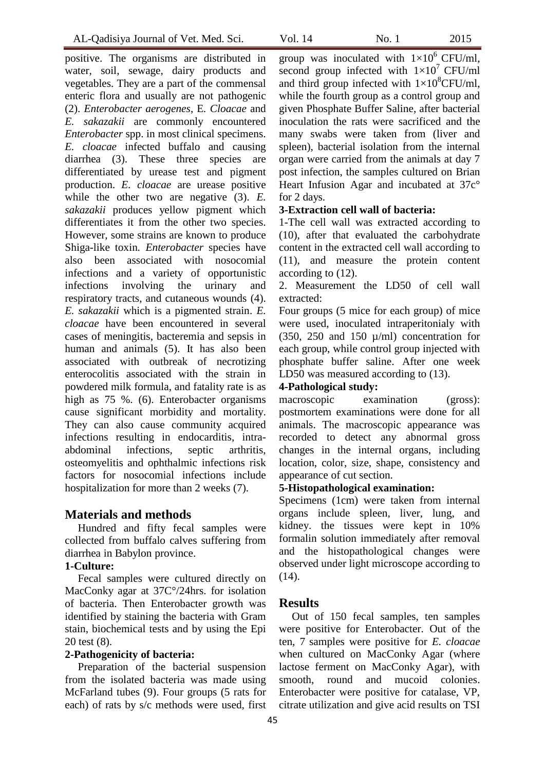positive. The organisms are distributed in water, soil, sewage, dairy products and vegetables. They are a part of the commensal enteric flora and usually are not pathogenic (2). *Enterobacter aerogenes*, E*. Cloacae* and *E. sakazakii* are commonly encountered *Enterobacter* spp. in most clinical specimens. *E. cloacae* infected buffalo and causing diarrhea (3). These three species are differentiated by urease test and pigment production. *E. cloacae* are urease positive while the other two are negative (3). *E. sakazakii* produces yellow pigment which differentiates it from the other two species. However, some strains are known to produce Shiga-like toxin*. Enterobacter* species have also been associated with nosocomial infections and a variety of opportunistic infections involving the urinary and respiratory tracts, and cutaneous wounds (4). *E. sakazakii* which is a pigmented strain. *E. cloacae* have been encountered in several cases of meningitis, bacteremia and sepsis in human and animals (5). It has also been associated with outbreak of necrotizing enterocolitis associated with the strain in powdered milk formula, and fatality rate is as high as 75 %. (6). Enterobacter organisms cause significant morbidity and mortality. They can also cause community acquired infections resulting in endocarditis, intra-abdominal infections, septic arthritis, osteomyelitis and ophthalmic infections risk factors for nosocomial infections include hospitalization for more than 2 weeks (7).

## Materials and methods

Hundred and fifty fecal samples were collected from buffalo calves suffering from diarrhea in Babylon province.

**1-Culture:**

Fecal samples were cultured directly on MacConky agar at 37C°/24hrs. for isolation of bacteria. Then Enterobacter growth was identified by staining the bacteria with Gram stain, biochemical tests and by using the Epi 20 test (8).

**2-Pathogenicity of bacteria:**

Preparation of the bacterial suspension from the isolated bacteria was made using McFarland tubes (9). Four groups (5 rats for each) of rats by s/c methods were used, first group was inoculated with $1\times10^6$ CFU/ml, second group infected with $1\times10^7$ CFU/ml and third group infected with $1\times10^8$CFU/ml, while the fourth group as a control group and given Phosphate Buffer Saline, after bacterial inoculation the rats were sacrificed and the many swabs were taken from (liver and spleen), bacterial isolation from the internal organ were carried from the animals at day 7 post infection, the samples cultured on Brian Heart Infusion Agar and incubated at 37c° for 2 days.

**3-Extraction cell wall of bacteria:**

1-The cell wall was extracted according to (10), after that evaluated the carbohydrate content in the extracted cell wall according to (11), and measure the protein content according to (12).

2. Measurement the LD50 of cell wall extracted:

Four groups (5 mice for each group) of mice were used, inoculated intraperitonialy with (350, 250 and 150 µ/ml) concentration for each group, while control group injected with phosphate buffer saline. After one week LD50 was measured according to (13).

**4-Pathological study:**

macroscopic examination (gross): postmortem examinations were done for all animals. The macroscopic appearance was recorded to detect any abnormal gross changes in the internal organs, including location, color, size, shape, consistency and appearance of cut section.

**5-Histopathological examination:**

Specimens (1cm) were taken from internal organs include spleen, liver, lung, and kidney. the tissues were kept in 10% formalin solution immediately after removal and the histopathological changes were observed under light microscope according to (14).

## Results

Out of 150 fecal samples, ten samples were positive for Enterobacter. Out of the ten, 7 samples were positive for *E. cloacae* when cultured on MacConky Agar (where lactose ferment on MacConky Agar), with smooth, round and mucoid colonies. Enterobacter were positive for catalase, VP, citrate utilization and give acid results on TSI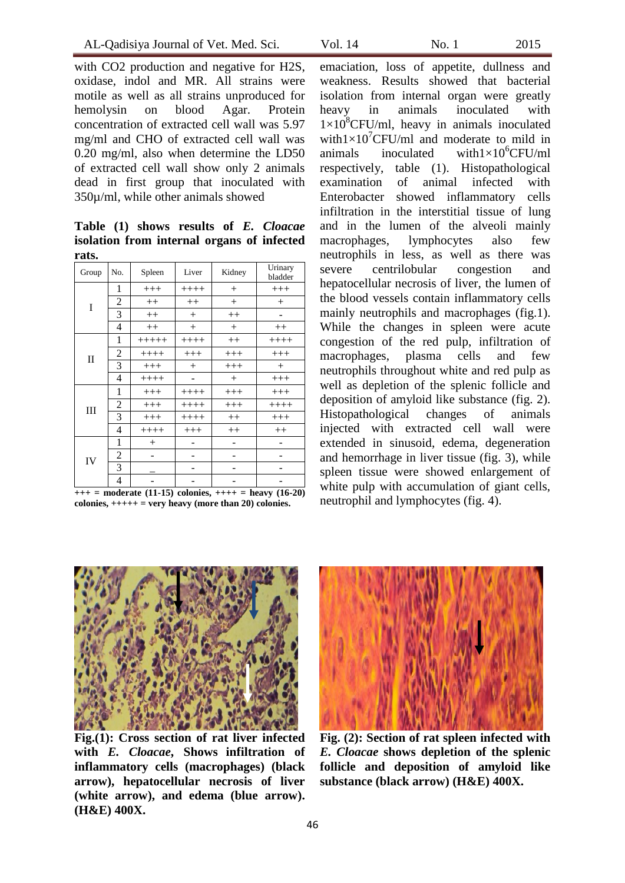with CO2 production and negative for H2S, oxidase, indol and MR. All strains were motile as well as all strains unproduced for hemolysin on blood Agar. Protein concentration of extracted cell wall was 5.97 mg/ml and CHO of extracted cell wall was 0.20 mg/ml, also when determine the LD50 of extracted cell wall show only 2 animals dead in first group that inoculated with 350µ/ml, while other animals showed

**Table (1) shows results of *E. Cloacae* isolation from internal organs of infected rats.**

| Group | No. | Spleen | Liver | Kidney | Urinary bladder |
|---|---|---|---|---|---|
| I | 1 | +++ | ++++ | + | +++ |
| | 2 | ++ | ++ | + | + |
| | 3 | ++ | + | ++ | - |
| | 4 | ++ | + | + | ++ |
| II | 1 | +++++ | ++++ | ++ | ++++ |
| | 2 | ++++ | +++ | +++ | +++ |
| | 3 | +++ | + | +++ | + |
| | 4 | ++++ | - | + | +++ |
| III | 1 | +++ | ++++ | +++ | +++ |
| | 2 | +++ | ++++ | +++ | ++++ |
| | 3 | +++ | ++++ | ++ | +++ |
| | 4 | ++++ | +++ | ++ | ++ |
| IV | 1 | + | - | - | - |
| | 2 | - | - | - | - |
| | 3 | _ | - | - | - |
| | 4 | - | - | - | - |

**+++ = moderate (11-15) colonies, ++++ = heavy (16-20) colonies, +++++ = very heavy (more than 20) colonies.**

emaciation, loss of appetite, dullness and weakness. Results showed that bacterial isolation from internal organ were greatly heavy in animals inoculated with $1\times10^{8}$CFU/ml, heavy in animals inoculated with$1\times10^{7}$CFU/ml and moderate to mild in animals inoculated with$1\times10^{6}$CFU/ml respectively, table (1). Histopathological examination of animal infected with Enterobacter showed inflammatory cells infiltration in the interstitial tissue of lung and in the lumen of the alveoli mainly macrophages, lymphocytes also few neutrophils in less, as well as there was severe centrilobular congestion and hepatocellular necrosis of liver, the lumen of the blood vessels contain inflammatory cells mainly neutrophils and macrophages (fig.1). While the changes in spleen were acute congestion of the red pulp, infiltration of macrophages, plasma cells and few neutrophils throughout white and red pulp as well as depletion of the splenic follicle and deposition of amyloid like substance (fig. 2). Histopathological changes of animals injected with extracted cell wall were extended in sinusoid, edema, degeneration and hemorrhage in liver tissue (fig. 3), while spleen tissue were showed enlargement of white pulp with accumulation of giant cells, neutrophil and lymphocytes (fig. 4).

**Fig.(1): Cross section of rat liver infected with *E. Cloacae*, Shows infiltration of inflammatory cells (macrophages) (black arrow), hepatocellular necrosis of liver (white arrow), and edema (blue arrow). (H&E) 400X.**

**Fig. (2): Section of rat spleen infected with *E. Cloacae* shows depletion of the splenic follicle and deposition of amyloid like substance (black arrow) (H&E) 400X.**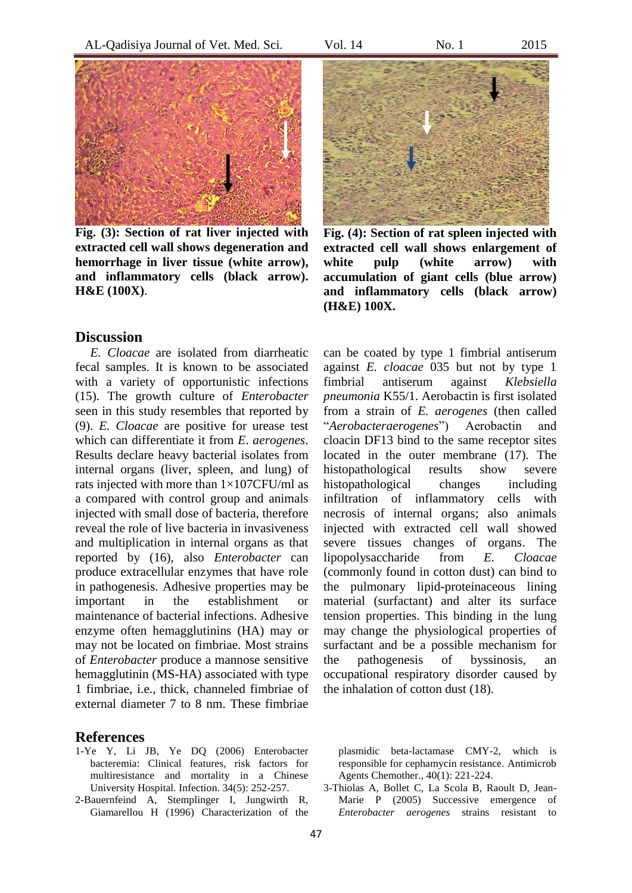**Fig. (3): Section of rat liver injected with extracted cell wall shows degeneration and hemorrhage in liver tissue (white arrow), and inflammatory cells (black arrow). H&E (100X)**.

**Fig. (4): Section of rat spleen injected with extracted cell wall shows enlargement of white pulp (white arrow) with accumulation of giant cells (blue arrow) and inflammatory cells (black arrow) (H&E) 100X.**

## Discussion

*E. Cloacae* are isolated from diarrheatic fecal samples. It is known to be associated with a variety of opportunistic infections (15). The growth culture of *Enterobacter* seen in this study resembles that reported by (9). *E. Cloacae* are positive for urease test which can differentiate it from *E*. *aerogenes*. Results declare heavy bacterial isolates from internal organs (liver, spleen, and lung) of rats injected with more than 1×107CFU/ml as a compared with control group and animals injected with small dose of bacteria, therefore reveal the role of live bacteria in invasiveness and multiplication in internal organs as that reported by (16), also *Enterobacter* can produce extracellular enzymes that have role in pathogenesis. Adhesive properties may be important in the establishment or maintenance of bacterial infections. Adhesive enzyme often hemagglutinins (HA) may or may not be located on fimbriae. Most strains of *Enterobacter* produce a mannose sensitive hemagglutinin (MS-HA) associated with type 1 fimbriae, i.e., thick, channeled fimbriae of external diameter 7 to 8 nm. These fimbriae can be coated by type 1 fimbrial antiserum against *E. cloacae* 035 but not by type 1 fimbrial antiserum against *Klebsiella pneumonia* K55/1. Aerobactin is first isolated from a strain of *E. aerogenes* (then called "*Aerobacteraerogenes*") Aerobactin and cloacin DF13 bind to the same receptor sites located in the outer membrane (17). The histopathological results show severe histopathological changes including infiltration of inflammatory cells with necrosis of internal organs; also animals injected with extracted cell wall showed severe tissues changes of organs. The lipopolysaccharide from *E. Cloacae* (commonly found in cotton dust) can bind to the pulmonary lipid-proteinaceous lining material (surfactant) and alter its surface tension properties. This binding in the lung may change the physiological properties of surfactant and be a possible mechanism for the pathogenesis of byssinosis, an occupational respiratory disorder caused by the inhalation of cotton dust (18).

## References

1-Ye Y, Li JB, Ye DQ (2006) Enterobacter bacteremia: Clinical features, risk factors for multiresistance and mortality in a Chinese University Hospital. Infection. 34(5): 252-257.

2-Bauernfeind A, Stemplinger I, Jungwirth R, Giamarellou H (1996) Characterization of the plasmidic beta-lactamase CMY-2, which is responsible for cephamycin resistance. Antimicrob Agents Chemother., 40(1): 221-224.

3-Thiolas A, Bollet C, La Scola B, Raoult D, Jean-Marie P (2005) Successive emergence of *Enterobacter aerogenes* strains resistant to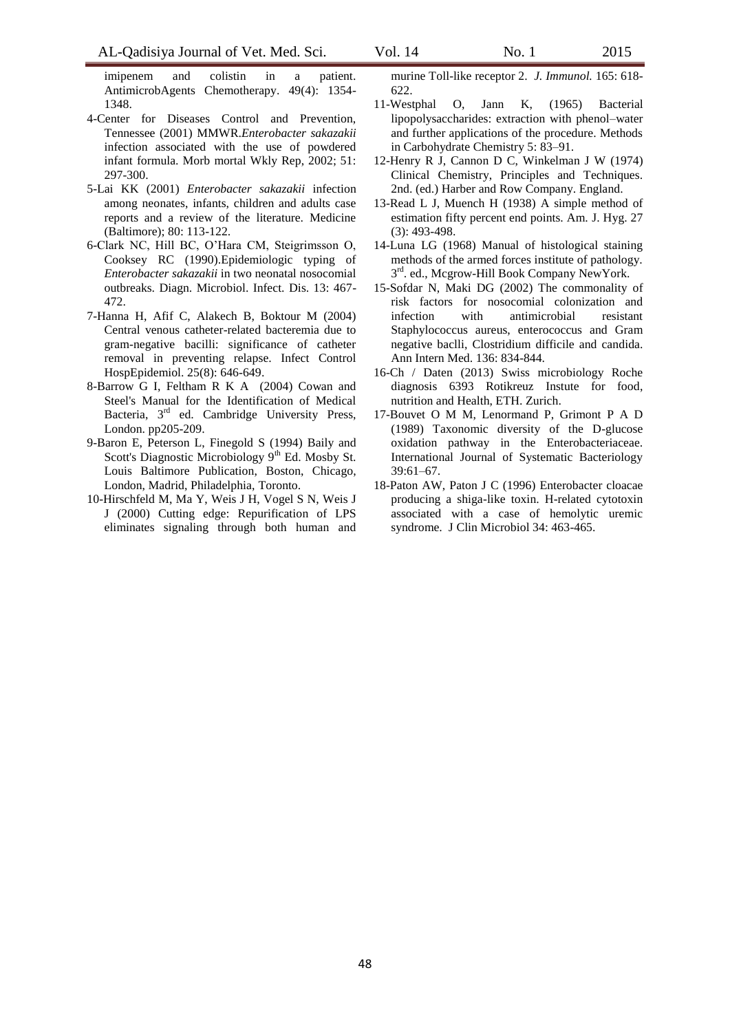imipenem and colistin in a patient. AntimicrobAgents Chemotherapy. 49(4): 1354-1348.

4-Center for Diseases Control and Prevention, Tennessee (2001) MMWR.*Enterobacter sakazakii* infection associated with the use of powdered infant formula. Morb mortal Wkly Rep, 2002; 51: 297-300.

5-Lai KK (2001) *Enterobacter sakazakii* infection among neonates, infants, children and adults case reports and a review of the literature. Medicine (Baltimore); 80: 113-122.

6-Clark NC, Hill BC, O'Hara CM, Steigrimsson O, Cooksey RC (1990).Epidemiologic typing of *Enterobacter sakazakii* in two neonatal nosocomial outbreaks. Diagn. Microbiol. Infect. Dis. 13: 467-472.

7-Hanna H, Afif C, Alakech B, Boktour M (2004) Central venous catheter-related bacteremia due to gram-negative bacilli: significance of catheter removal in preventing relapse. Infect Control HospEpidemiol. 25(8): 646-649.

8-Barrow G I, Feltham R K A (2004) Cowan and Steel's Manual for the Identification of Medical Bacteria, 3rd ed. Cambridge University Press, London. pp205-209.

9-Baron E, Peterson L, Finegold S (1994) Baily and Scott's Diagnostic Microbiology 9th Ed. Mosby St. Louis Baltimore Publication, Boston, Chicago, London, Madrid, Philadelphia, Toronto.

10-Hirschfeld M, Ma Y, Weis J H, Vogel S N, Weis J J (2000) Cutting edge: Repurification of LPS eliminates signaling through both human and murine Toll-like receptor 2. *J. Immunol.* 165: 618-622.

11-Westphal O, Jann K, (1965) Bacterial lipopolysaccharides: extraction with phenol–water and further applications of the procedure. Methods in Carbohydrate Chemistry 5: 83–91.

12-Henry R J, Cannon D C, Winkelman J W (1974) Clinical Chemistry, Principles and Techniques. 2nd. (ed.) Harber and Row Company. England.

13-Read L J, Muench H (1938) A simple method of estimation fifty percent end points. Am. J. Hyg. 27 (3): 493-498.

14-Luna LG (1968) Manual of histological staining methods of the armed forces institute of pathology. 3rd. ed., Mcgrow-Hill Book Company NewYork.

15-Sofdar N, Maki DG (2002) The commonality of risk factors for nosocomial colonization and infection with antimicrobial resistant Staphylococcus aureus, enterococcus and Gram negative baclli, Clostridium difficile and candida. Ann Intern Med. 136: 834-844.

16-Ch / Daten (2013) Swiss microbiology Roche diagnosis 6393 Rotikreuz Instute for food, nutrition and Health, ETH. Zurich.

17-Bouvet O M M, Lenormand P, Grimont P A D (1989) Taxonomic diversity of the D-glucose oxidation pathway in the Enterobacteriaceae. International Journal of Systematic Bacteriology 39:61–67.

18-Paton AW, Paton J C (1996) Enterobacter cloacae producing a shiga-like toxin. H-related cytotoxin associated with a case of hemolytic uremic syndrome. J Clin Microbiol 34: 463-465.